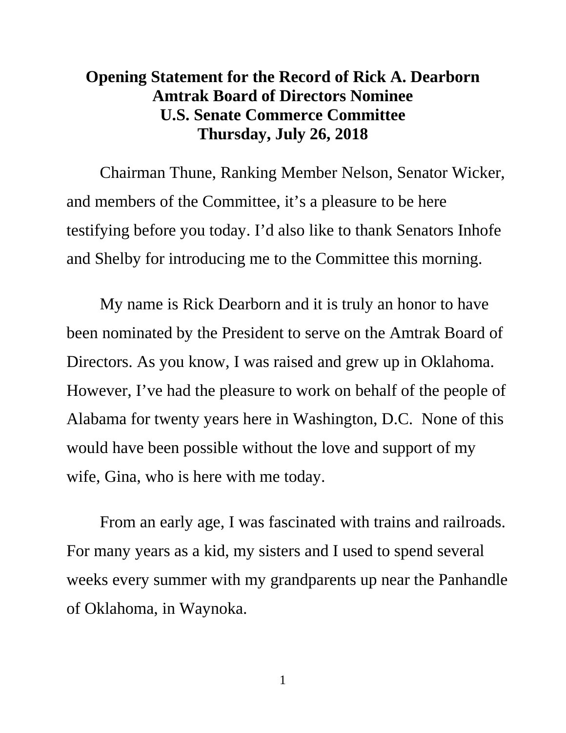# Opening Statement for the Record of Rick A. Dearborn
# Amtrak Board of Directors Nominee
# U.S. Senate Commerce Committee
# Thursday, July 26, 2018

Chairman Thune, Ranking Member Nelson, Senator Wicker, and members of the Committee, it's a pleasure to be here testifying before you today. I'd also like to thank Senators Inhofe and Shelby for introducing me to the Committee this morning.

My name is Rick Dearborn and it is truly an honor to have been nominated by the President to serve on the Amtrak Board of Directors. As you know, I was raised and grew up in Oklahoma. However, I've had the pleasure to work on behalf of the people of Alabama for twenty years here in Washington, D.C. None of this would have been possible without the love and support of my wife, Gina, who is here with me today.

From an early age, I was fascinated with trains and railroads. For many years as a kid, my sisters and I used to spend several weeks every summer with my grandparents up near the Panhandle of Oklahoma, in Waynoka.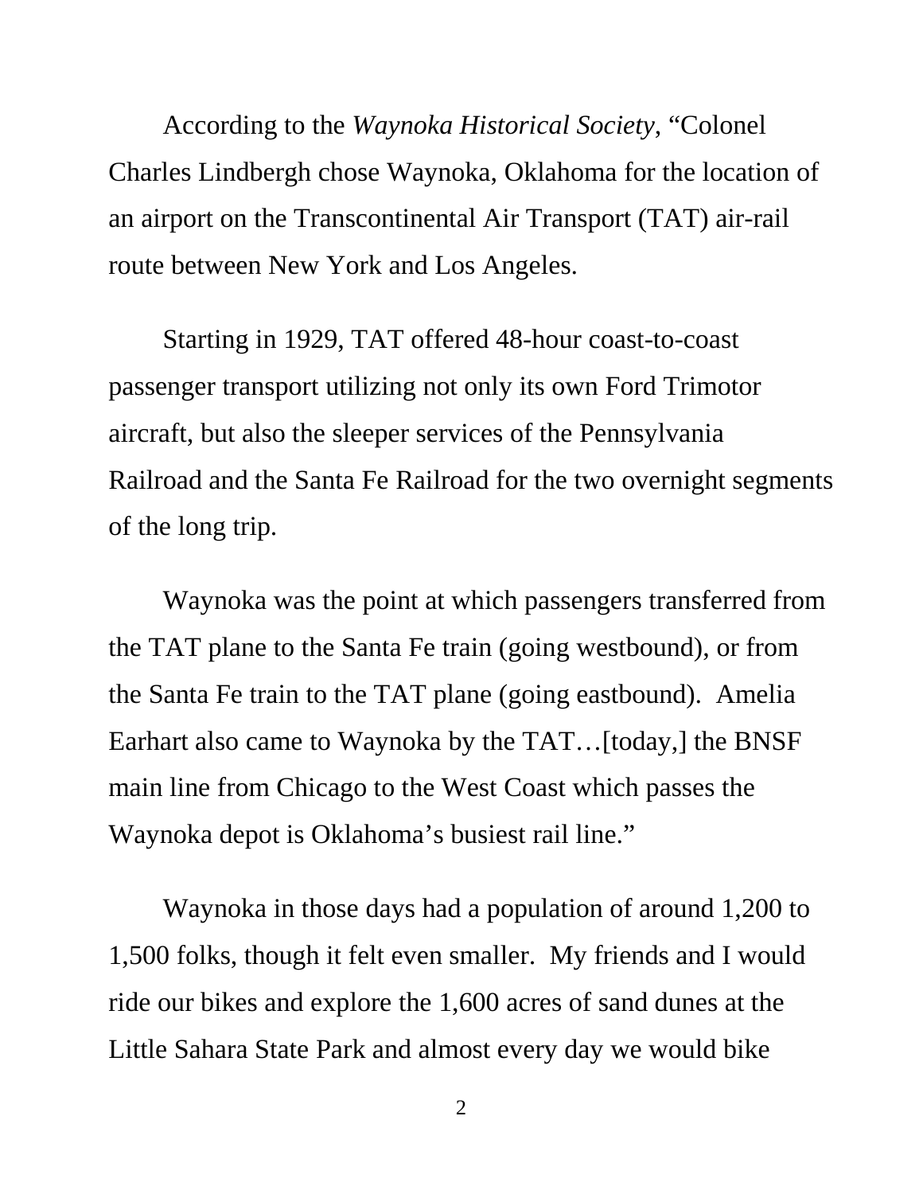According to the *Waynoka Historical Society*, "Colonel Charles Lindbergh chose Waynoka, Oklahoma for the location of an airport on the Transcontinental Air Transport (TAT) air-rail route between New York and Los Angeles.

Starting in 1929, TAT offered 48-hour coast-to-coast passenger transport utilizing not only its own Ford Trimotor aircraft, but also the sleeper services of the Pennsylvania Railroad and the Santa Fe Railroad for the two overnight segments of the long trip.

Waynoka was the point at which passengers transferred from the TAT plane to the Santa Fe train (going westbound), or from the Santa Fe train to the TAT plane (going eastbound). Amelia Earhart also came to Waynoka by the TAT…[today,] the BNSF main line from Chicago to the West Coast which passes the Waynoka depot is Oklahoma's busiest rail line."

Waynoka in those days had a population of around 1,200 to 1,500 folks, though it felt even smaller. My friends and I would ride our bikes and explore the 1,600 acres of sand dunes at the Little Sahara State Park and almost every day we would bike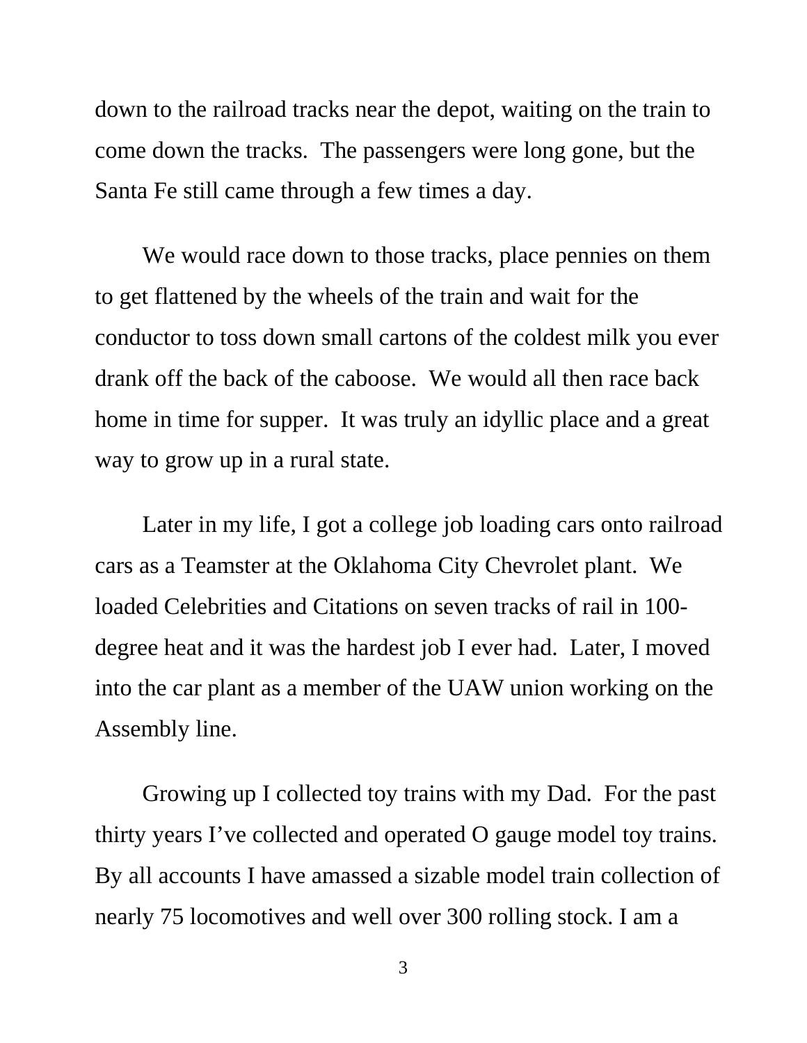down to the railroad tracks near the depot, waiting on the train to come down the tracks. The passengers were long gone, but the Santa Fe still came through a few times a day.

We would race down to those tracks, place pennies on them to get flattened by the wheels of the train and wait for the conductor to toss down small cartons of the coldest milk you ever drank off the back of the caboose. We would all then race back home in time for supper. It was truly an idyllic place and a great way to grow up in a rural state.

Later in my life, I got a college job loading cars onto railroad cars as a Teamster at the Oklahoma City Chevrolet plant. We loaded Celebrities and Citations on seven tracks of rail in 100-degree heat and it was the hardest job I ever had. Later, I moved into the car plant as a member of the UAW union working on the Assembly line.

Growing up I collected toy trains with my Dad. For the past thirty years I've collected and operated O gauge model toy trains. By all accounts I have amassed a sizable model train collection of nearly 75 locomotives and well over 300 rolling stock. I am a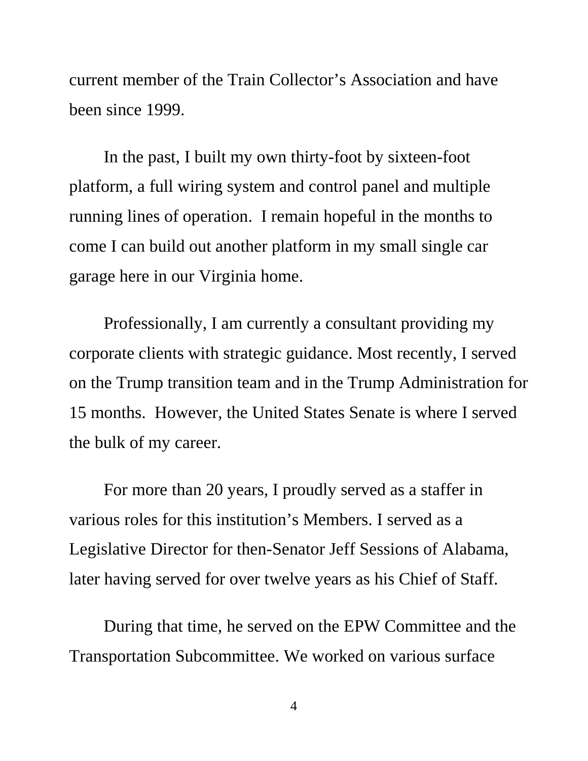current member of the Train Collector's Association and have been since 1999.

In the past, I built my own thirty-foot by sixteen-foot platform, a full wiring system and control panel and multiple running lines of operation. I remain hopeful in the months to come I can build out another platform in my small single car garage here in our Virginia home.

Professionally, I am currently a consultant providing my corporate clients with strategic guidance. Most recently, I served on the Trump transition team and in the Trump Administration for 15 months. However, the United States Senate is where I served the bulk of my career.

For more than 20 years, I proudly served as a staffer in various roles for this institution's Members. I served as a Legislative Director for then-Senator Jeff Sessions of Alabama, later having served for over twelve years as his Chief of Staff.

During that time, he served on the EPW Committee and the Transportation Subcommittee. We worked on various surface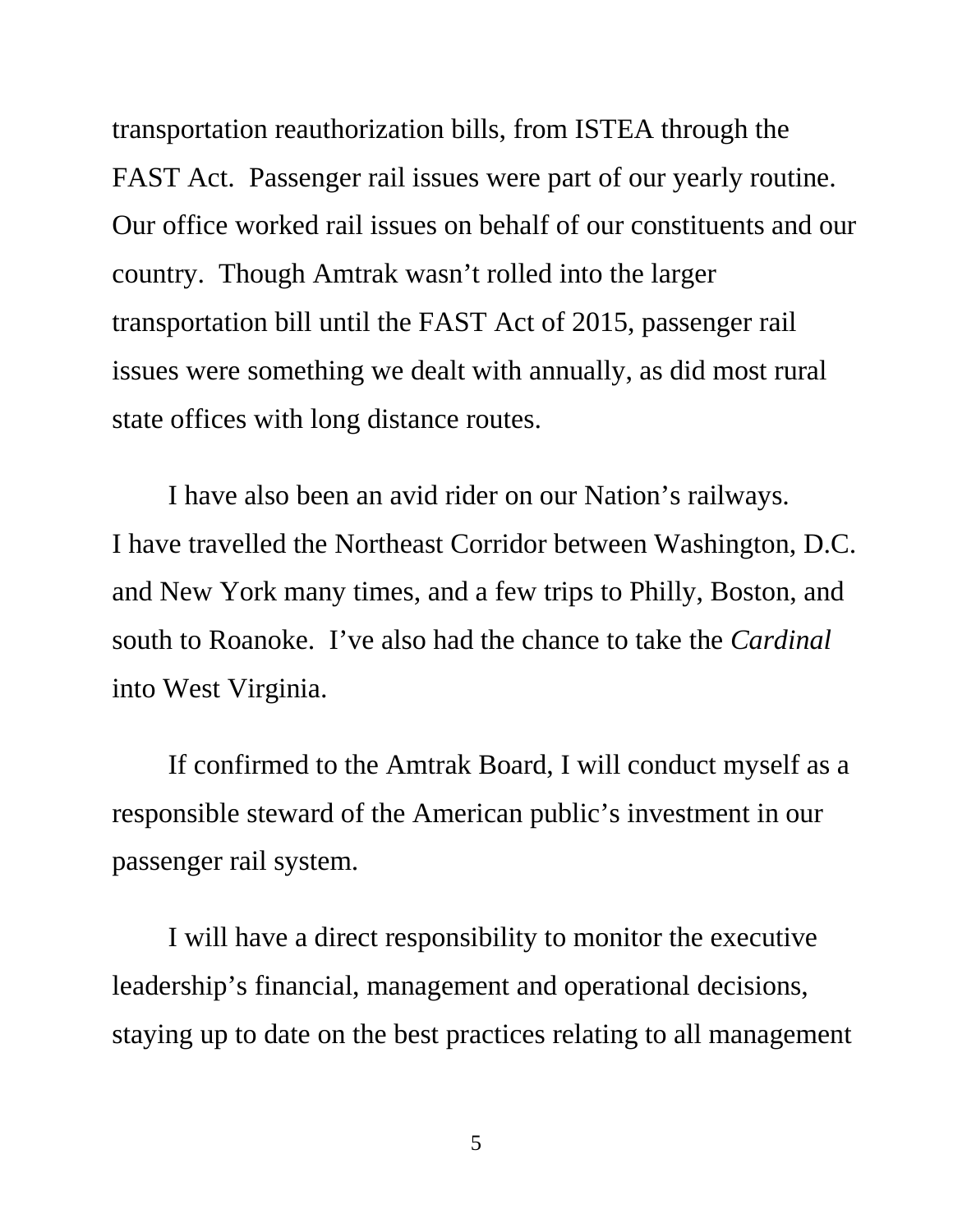transportation reauthorization bills, from ISTEA through the FAST Act. Passenger rail issues were part of our yearly routine. Our office worked rail issues on behalf of our constituents and our country. Though Amtrak wasn't rolled into the larger transportation bill until the FAST Act of 2015, passenger rail issues were something we dealt with annually, as did most rural state offices with long distance routes.

I have also been an avid rider on our Nation's railways. I have travelled the Northeast Corridor between Washington, D.C. and New York many times, and a few trips to Philly, Boston, and south to Roanoke. I've also had the chance to take the *Cardinal* into West Virginia.

If confirmed to the Amtrak Board, I will conduct myself as a responsible steward of the American public's investment in our passenger rail system.

I will have a direct responsibility to monitor the executive leadership's financial, management and operational decisions, staying up to date on the best practices relating to all management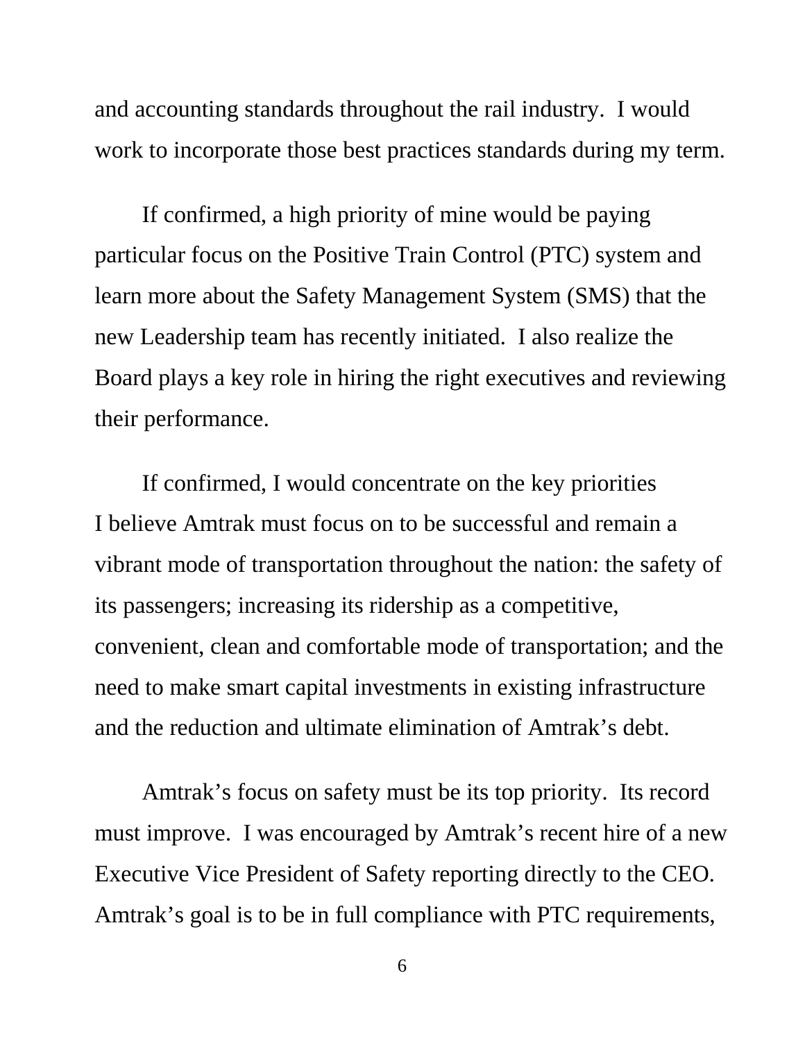and accounting standards throughout the rail industry. I would work to incorporate those best practices standards during my term.

If confirmed, a high priority of mine would be paying particular focus on the Positive Train Control (PTC) system and learn more about the Safety Management System (SMS) that the new Leadership team has recently initiated. I also realize the Board plays a key role in hiring the right executives and reviewing their performance.

If confirmed, I would concentrate on the key priorities I believe Amtrak must focus on to be successful and remain a vibrant mode of transportation throughout the nation: the safety of its passengers; increasing its ridership as a competitive, convenient, clean and comfortable mode of transportation; and the need to make smart capital investments in existing infrastructure and the reduction and ultimate elimination of Amtrak's debt.

Amtrak's focus on safety must be its top priority. Its record must improve. I was encouraged by Amtrak's recent hire of a new Executive Vice President of Safety reporting directly to the CEO. Amtrak's goal is to be in full compliance with PTC requirements,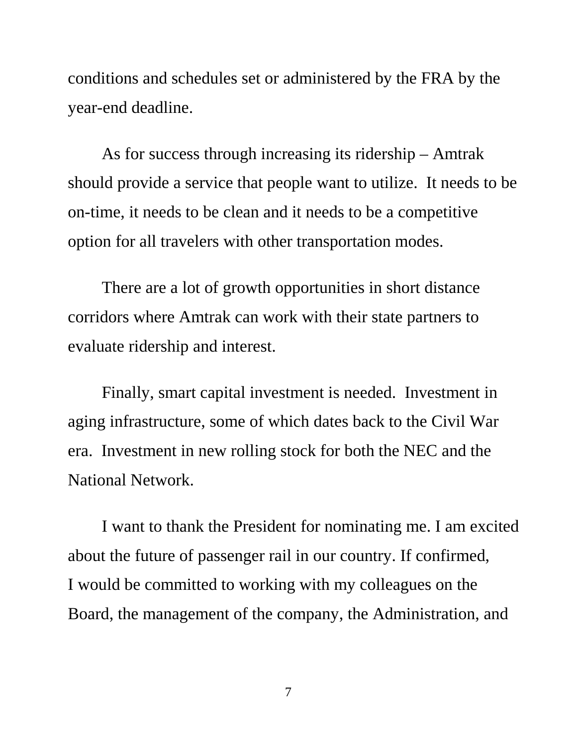conditions and schedules set or administered by the FRA by the year-end deadline.

As for success through increasing its ridership – Amtrak should provide a service that people want to utilize. It needs to be on-time, it needs to be clean and it needs to be a competitive option for all travelers with other transportation modes.

There are a lot of growth opportunities in short distance corridors where Amtrak can work with their state partners to evaluate ridership and interest.

Finally, smart capital investment is needed. Investment in aging infrastructure, some of which dates back to the Civil War era. Investment in new rolling stock for both the NEC and the National Network.

I want to thank the President for nominating me. I am excited about the future of passenger rail in our country. If confirmed, I would be committed to working with my colleagues on the Board, the management of the company, the Administration, and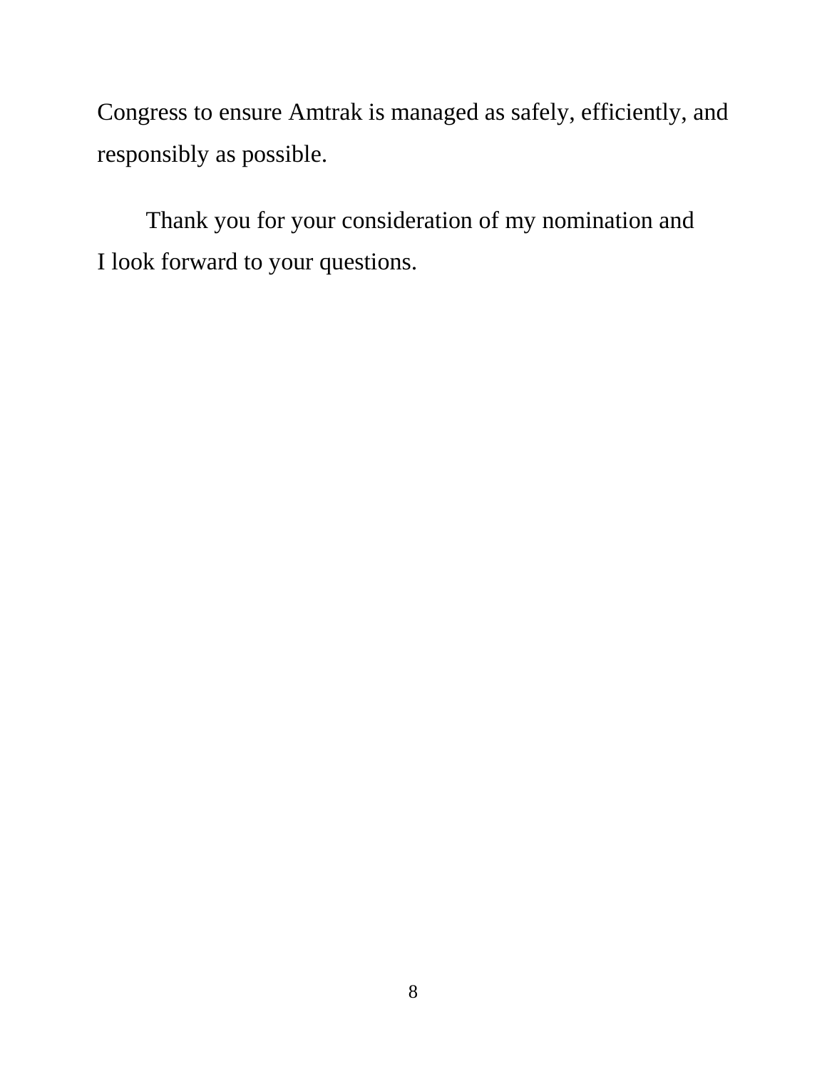Congress to ensure Amtrak is managed as safely, efficiently, and responsibly as possible.

Thank you for your consideration of my nomination and I look forward to your questions.